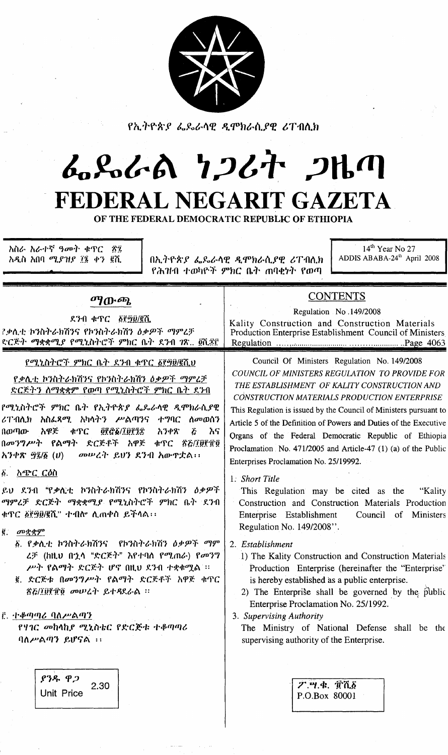የኢትዮጵያ ፌዴራላዊ ዲሞክራሲያዊ ሪፐብሊክ

# ፌዴራል ነጋሪት ጋዜጣ

# FEDERAL NEGARIT GAZETA

## OF THE FEDERAL DEMOCRATIC REPUBLIC OF ETHIOPIA

| አስራ አራተኛ ዓመት ቁጥር ፳፯ አዲስ አበባ ሚያዝያ ፲፮ ቀን ፳፻ | በኢትዮጵያ ፌዴራላዊ ዲሞክራሲያዊ ሪፐብሊክ የሕዝብ ተወካዮች ምክር ቤት ጠባቂነት የወጣ | 14th Year No 27 ADDIS ABABA-24th April 2008 |
|---|---|---|

## ማውጫ

ደንብ ቁጥር ፩፻፵፱/፪ሺ

የቃሊቲ ኮንስትራክሽንና የኮንስትራክሽን ዕቃዎች ማምረቻ ድርጅት ማቋቋሚያ የሚኒስትሮች ምክር ቤት ደንብ ገጽ.. ፬ሺ፷፫

## CONTENTS

Regulation No .149/2008

Kality Construction and Construction Materials Production Enterprise Establishment Council of Ministers Regulation ........................................................Page 4063

### የሚኒስትሮች ምክር ቤት ደንብ ቁጥር ፩፻፵፱/፪ሺ.ህ

### የቃሊቲ ኮንስትራክሽንና የኮንስትራክሽን ዕቃዎች ማምረቻ ድርጅትን ለማቋቋም የወጣ የሚኒስትሮች ምክር ቤት ደንብ

የሚኒስትሮች ምክር ቤት የኢትዮጵያ ፌዴራላዊ ዲሞክራሲያዊ ሪፐብሊክ አስፈጻሚ አካላትን ሥልጣንና ተግባር ለመወሰን በወጣው አዋጅ ቁጥር ፬፻፸፩/፲፱፻፺፯ አንቀጽ ፭ እና በመንግሥት የልማት ድርጅቶች አዋጅ ቁጥር ፳፭/፲፱፻፹፬ አንቀጽ ፵፯/፩ (ሀ) መሠረት ይህን ደንብ አውጥቷል፡፡

፩. አጭር ርዕስ

ይህ ደንብ "የቃሊቲ ኮንስትራክሽንና የኮንስትራክሽን ዕቃዎች ማምረቻ ድርጅት ማቋቋሚያ የሚኒስትሮች ምክር ቤት ደንብ ቁጥር ፩፻፵፱/፪ሺ" ተብሎ ሊጠቀስ ይችላል፡፡

፪. መቋቋም

፩. የቃሊቲ ኮንስትራክሽንና የኮንስትራክሽን ዕቃዎች ማምረቻ (ከዚህ በኋላ "ድርጅት" እየተባለ የሚጠራ) የመንግሥት የልማት ድርጅት ሆኖ በዚህ ደንብ ተቋቁሟል ፡፡

፪. ድርጅቱ በመንግሥት የልማት ድርጅቶች አዋጅ ቁጥር ፳፭/፲፱፻፹፬ መሠረት ይተዳደራል ፡፡

፫. ተቆጣጣሪ ባለሥልጣን

የሃገር መከላከያ ሚኒስቴር የድርጅቱ ተቆጣጣሪ ባለሥልጣን ይሆናል ፡፡

### Council Of Ministers Regulation No. 149/2008

### *COUNCIL OF MINISTERS REGULATION TO PROVIDE FOR THE ESTABLISHMENT OF KALITY CONSTRUCTION AND CONSTRUCTION MATERIALS PRODUCTION ENTERPRISE*

This Regulation is issued by the Council of Ministers pursuant to Article 5 of the Definition of Powers and Duties of the Executive Organs of the Federal Democratic Republic of Ethiopia Proclamation No. 471/2005 and Article-47 (1) (a) of the Public Enterprises Proclamation No. 25/19992.

1. *Short Title*

This Regulation may be cited as the "Kality Construction and Construction Materials Production Enterprise Establishment Council of Ministers Regulation No. 149/2008".

2. *Establishment*

1) The Kality Construction and Construction Materials Production Enterprise (hereinafter the "Enterprise" is hereby established as a public enterprise.

2) The Enterprise shall be governed by the public Enterprise Proclamation No. 25/1992.

3. *Supervising Authority*

The Ministry of National Defense shall be the supervising authority of the Enterprise.

ያንዱ ዋጋ
Unit Price 2.30

ፖ.ሣ.ቁ. ፹ሺ፩
P.O.Box 80001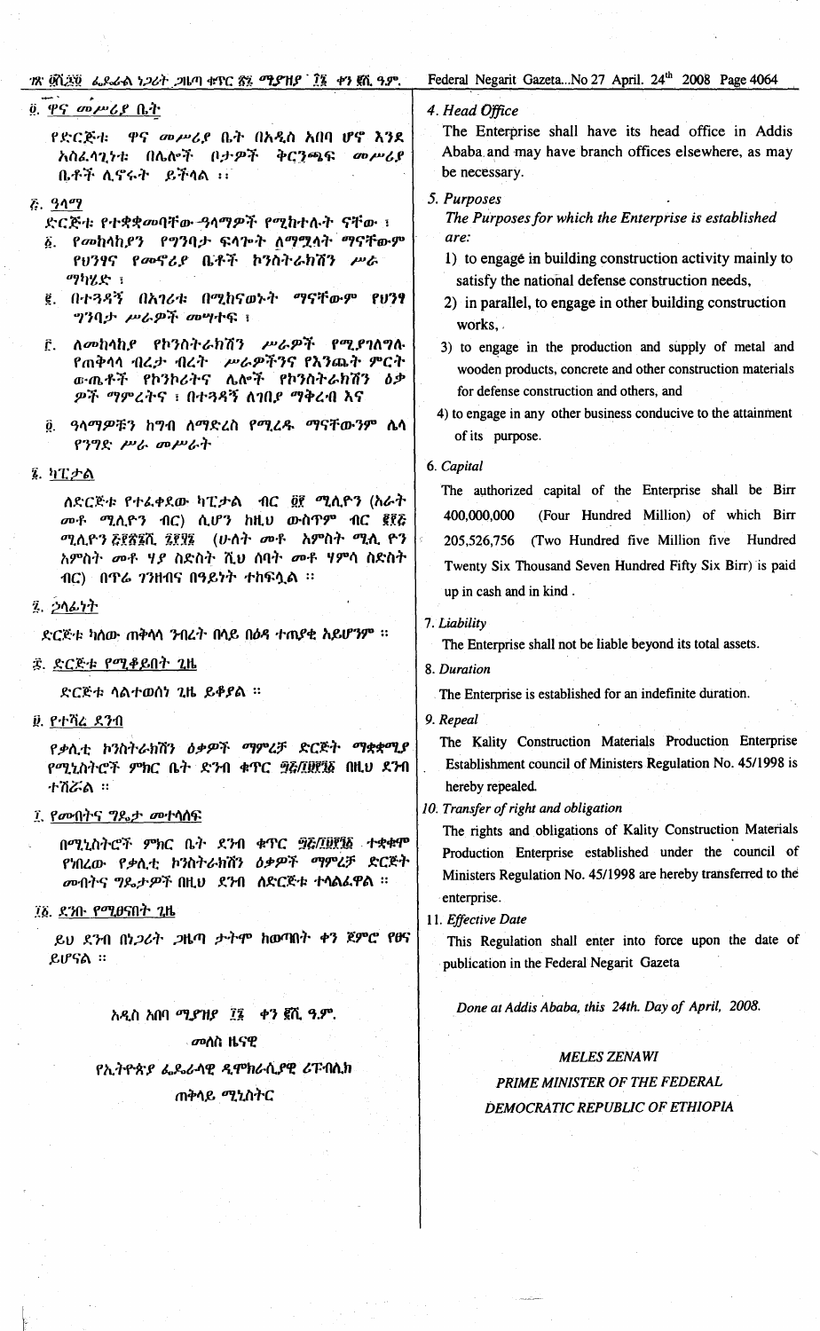፬. ዋና መሥሪያ ቤት

የድርጅቱ ዋና መሥሪያ ቤት በአዲስ አበባ ሆኖ እንደ አስፈላጊነቱ በሌሎች ቦታዎች ቅርንጫፍ መሥሪያ ቤቶች ሊኖሩት ይችላል ፡፡

፭. ዓላማ

ድርጅቱ የተቋቋመባቸው ዓላማዎች የሚከተሉት ናቸው ፤

፩. የመከላከያን የግንባታ ፍላጎት ለማሟላት ማናቸውም የህንፃና የመኖሪያ ቤቶች ኮንስትራክሽን ሥራ ማካሄድ ፤

፪. በተጓዳኝ በአገሪቱ በሚከናወኑት ማናቸውም የህንፃ ግንባታ ሥራዎች መሣተፍ ፤

፫. ለመከላከያ የኮንስትራክሽን ሥራዎች የሚያገለግሉ የጠቅላላ ብረታ ብረት ሥራዎችንና የእንጨት ምርት ውጤቶች የኮንክሪትና ሌሎች የኮንስትራክሽን ዕቃዎች ማምረትና ፤ በተጓዳኝ ለገበያ ማቅረብ እና

፬. ዓላማዎቹን ከግብ ለማድረስ የሚረዱ ማናቸውንም ሌላ የንግድ ሥራ መሥራት

፮. ካፒታል

ለድርጅቱ የተፈቀደው ካፒታል ብር ፬፻ ሚሊዮን (አራት መቶ ሚሊዮን ብር) ሲሆን ከዚህ ውስጥም ብር ፪፻፭ ሚሊዮን ፭፻፳፮ሺ ፯፻፶፮ (ሁለት መቶ አምስት ሚሊ ዮን አምስት መቶ ሃያ ስድስት ሺህ ሰባት መቶ ሃምሳ ስድስት ብር) በጥሬ ገንዘብና በዓይነት ተከፍሏል ፡፡

፯. ኃላፊነት

ድርጅቱ ካለው ጠቅላላ ንብረት በላይ በዕዳ ተጠያቂ አይሆንም ፡፡

፰. ድርጅቱ የሚቆይበት ጊዜ

ድርጅቱ ላልተወሰነ ጊዜ ይቆያል ፡፡

፱. የተሻረ ደንብ

የቃሊቲ ኮንስትራክሽን ዕቃዎች ማምረቻ ድርጅት ማቋቋሚያ የሚኒስትሮች ምክር ቤት ደንብ ቁጥር ፵፭/፲፱፻፺ በዚህ ደንብ ተሽሯል ፡፡

፲. የመብትና ግዴታ መተላለፍ

በሚኒስትሮች ምክር ቤት ደንብ ቁጥር ፵፭/፲፱፻፺ ተቋቁሞ የነበረው የቃሊቲ ኮንስትራክሽን ዕቃዎች ማምረቻ ድርጅት መብትና ግዴታዎች በዚህ ደንብ ለድርጅቱ ተላልፈዋል ፡፡

፲፩. ደንቡ የሚፀናበት ጊዜ

ይህ ደንብ በነጋሪት ጋዜጣ ታትሞ ከወጣበት ቀን ጀምሮ የፀና ይሆናል ፡፡

አዲስ አበባ ሚያዝያ ፲፮ ቀን ፳፻ ዓ.ም.

መለስ ዜናዊ

የኢትዮጵያ ፌዴራላዊ ዲሞክራሲያዊ ሪፐብሊክ

ጠቅላይ ሚኒስትር

*4. Head Office*

The Enterprise shall have its head office in Addis Ababa and may have branch offices elsewhere, as may be necessary.

*5. Purposes*

*The Purposes for which the Enterprise is established are:*

1) to engage in building construction activity mainly to satisfy the national defense construction needs,
2) in parallel, to engage in other building construction works,
3) to engage in the production and supply of metal and wooden products, concrete and other construction materials for defense construction and others, and
4) to engage in any other business conducive to the attainment of its purpose.

*6. Capital*

The authorized capital of the Enterprise shall be Birr 400,000,000 (Four Hundred Million) of which Birr 205,526,756 (Two Hundred five Million five Hundred Twenty Six Thousand Seven Hundred Fifty Six Birr) is paid up in cash and in kind .

*7. Liability*

The Enterprise shall not be liable beyond its total assets.

*8. Duration*

The Enterprise is established for an indefinite duration.

*9. Repeal*

The Kality Construction Materials Production Enterprise Establishment council of Ministers Regulation No. 45/1998 is hereby repealed.

*10. Transfer of right and obligation*

The rights and obligations of Kality Construction Materials Production Enterprise established under the council of Ministers Regulation No. 45/1998 are hereby transferred to the enterprise.

*11. Effective Date*

This Regulation shall enter into force upon the date of publication in the Federal Negarit Gazeta

*Done at Addis Ababa, this 24th. Day of April, 2008.*

*MELES ZENAWI*

*PRIME MINISTER OF THE FEDERAL DEMOCRATIC REPUBLIC OF ETHIOPIA*